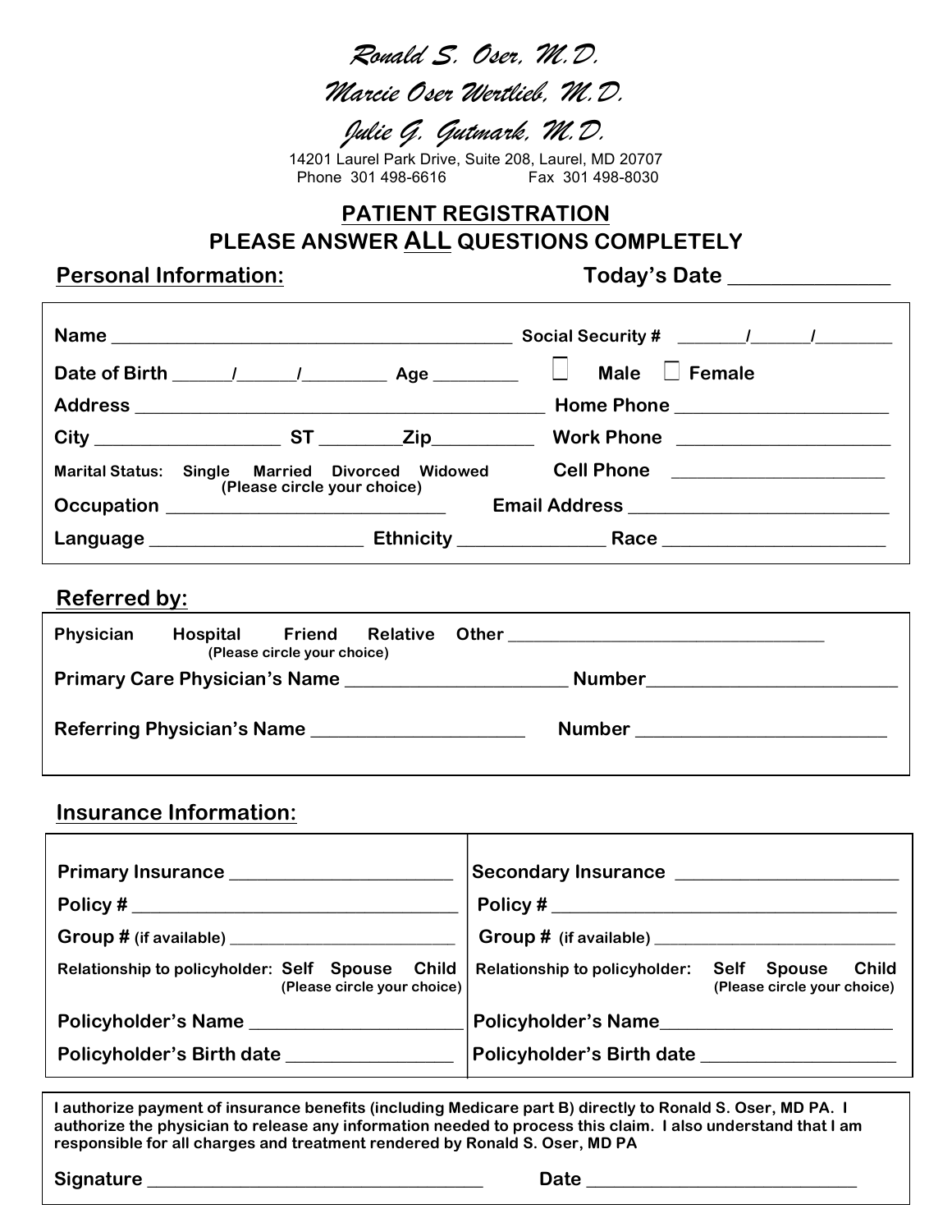*Ronald S. Oser, M.D.*

*Marcie Oser Wertlieb, M.D.*

*Julie G. Gutmark, M.D.*

14201 Laurel Park Drive, Suite 208, Laurel, MD 20707
Phone 301 498-6616 Fax 301 498-8030

## PATIENT REGISTRATION

## PLEASE ANSWER ALL QUESTIONS COMPLETELY

**Personal Information:** **Today's Date** _______________

**Name** _____________________________________________ **Social Security #** _______/______/________

**Date of Birth** ______/______/_________ **Age** _________ ☐ **Male** ☐ **Female**

**Address** _____________________________________________ **Home Phone** _____________________

**City** ___________________ **ST** ________ **Zip** __________ **Work Phone** _____________________

**Marital Status:** Single Married Divorced Widowed **Cell Phone** _____________________
(Please circle your choice)

**Occupation** ____________________________ **Email Address** __________________________

**Language** _____________________ **Ethnicity** _______________ **Race** ______________________

**Referred by:**

Physician Hospital Friend Relative Other ___________________________________
(Please circle your choice)

**Primary Care Physician's Name** ______________________ **Number** __________________________

**Referring Physician's Name** ______________________ **Number** __________________________

**Insurance Information:**

| | |
|---|---|
| **Primary Insurance** ______________________ | **Secondary Insurance** ______________________ |
| **Policy #** ___________________________________ | **Policy #** ___________________________________ |
| **Group #** (if available) __________________________ | **Group #** (if available) __________________________ |
| Relationship to policyholder: Self Spouse Child (Please circle your choice) | Relationship to policyholder: Self Spouse Child (Please circle your choice) |
| **Policyholder's Name** _____________________ | **Policyholder's Name** _____________________ |
| **Policyholder's Birth date** ________________ | **Policyholder's Birth date** ________________ |

I authorize payment of insurance benefits (including Medicare part B) directly to Ronald S. Oser, MD PA. I authorize the physician to release any information needed to process this claim. I also understand that I am responsible for all charges and treatment rendered by Ronald S. Oser, MD PA

**Signature** ___________________________________ **Date** ____________________________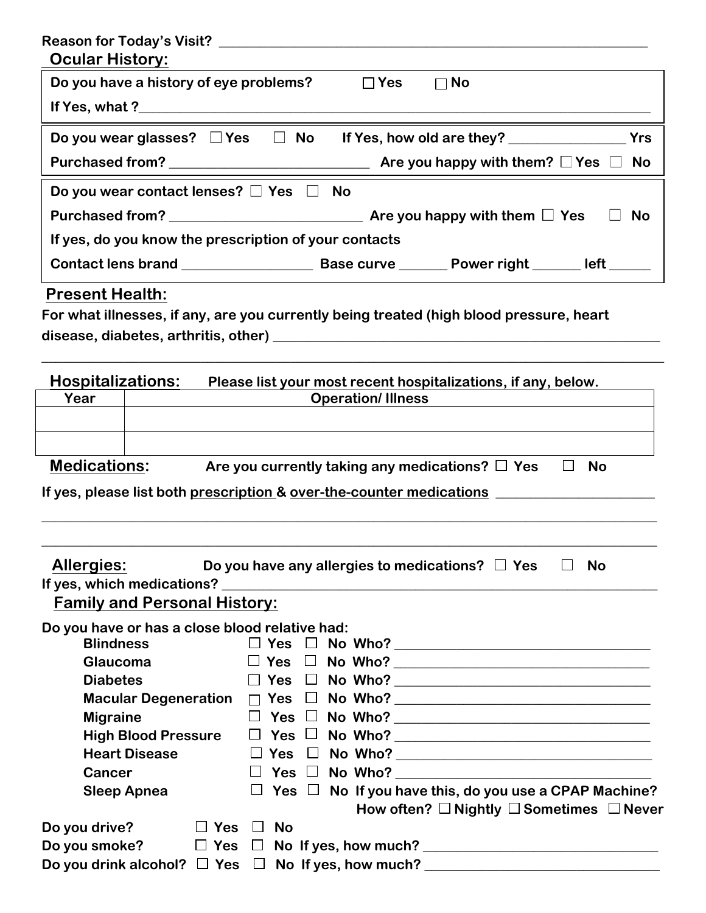**Reason for Today's Visit?** ____________________________________________________________

## Ocular History:

**Do you have a history of eye problems?** ☐ Yes ☐ No

**If Yes, what ?** ____________________________________________________________

**Do you wear glasses?** ☐ Yes ☐ No **If Yes, how old are they?** _______________ **Yrs**

**Purchased from?** ___________________________ **Are you happy with them?** ☐ Yes ☐ No

**Do you wear contact lenses?** ☐ Yes ☐ No

**Purchased from?** __________________________ **Are you happy with them** ☐ Yes ☐ No

**If yes, do you know the prescription of your contacts**

**Contact lens brand** _________________ **Base curve** ______ **Power right** ______ **left** ______

## Present Health:

**For what illnesses, if any, are you currently being treated (high blood pressure, heart disease, diabetes, arthritis, other)** ____________________________________________________________

____________________________________________________________

## Hospitalizations:

**Please list your most recent hospitalizations, if any, below.**

| Year | Operation/ Illness |
|---|---|
| | |
| | |

## Medications:

**Are you currently taking any medications?** ☐ Yes ☐ No

**If yes, please list both prescription & over-the-counter medications** _____________________

____________________________________________________________

____________________________________________________________

## Allergies:

**Do you have any allergies to medications?** ☐ Yes ☐ No

**If yes, which medications?** ____________________________________________________________

## Family and Personal History:

**Do you have or has a close blood relative had:**

- **Blindness** ☐ Yes ☐ No **Who?** ________________________________
- **Glaucoma** ☐ Yes ☐ No **Who?** ________________________________
- **Diabetes** ☐ Yes ☐ No **Who?** ________________________________
- **Macular Degeneration** ☐ Yes ☐ No **Who?** ________________________________
- **Migraine** ☐ Yes ☐ No **Who?** ________________________________
- **High Blood Pressure** ☐ Yes ☐ No **Who?** ________________________________
- **Heart Disease** ☐ Yes ☐ No **Who?** ________________________________
- **Cancer** ☐ Yes ☐ No **Who?** ________________________________
- **Sleep Apnea** ☐ Yes ☐ No **If you have this, do you use a CPAP Machine?**
  **How often?** ☐ Nightly ☐ Sometimes ☐ Never

**Do you drive?** ☐ Yes ☐ No

**Do you smoke?** ☐ Yes ☐ No **If yes, how much?** ______________________________

**Do you drink alcohol?** ☐ Yes ☐ No **If yes, how much?** ______________________________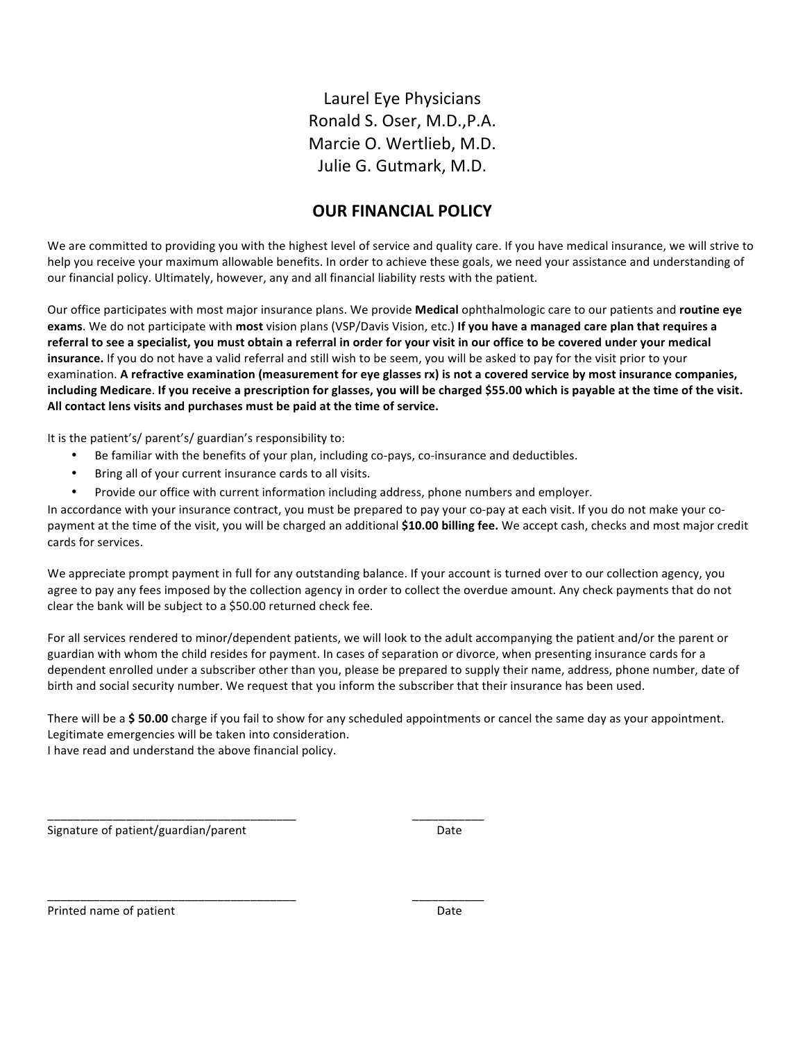Laurel Eye Physicians
Ronald S. Oser, M.D.,P.A.
Marcie O. Wertlieb, M.D.
Julie G. Gutmark, M.D.

## OUR FINANCIAL POLICY

We are committed to providing you with the highest level of service and quality care. If you have medical insurance, we will strive to help you receive your maximum allowable benefits. In order to achieve these goals, we need your assistance and understanding of our financial policy. Ultimately, however, any and all financial liability rests with the patient.

Our office participates with most major insurance plans. We provide **Medical** ophthalmologic care to our patients and **routine eye exams**. We do not participate with **most** vision plans (VSP/Davis Vision, etc.) **If you have a managed care plan that requires a referral to see a specialist, you must obtain a referral in order for your visit in our office to be covered under your medical insurance.** If you do not have a valid referral and still wish to be seem, you will be asked to pay for the visit prior to your examination. **A refractive examination (measurement for eye glasses rx) is not a covered service by most insurance companies, including Medicare**. **If you receive a prescription for glasses, you will be charged $55.00 which is payable at the time of the visit. All contact lens visits and purchases must be paid at the time of service.**

It is the patient's/ parent's/ guardian's responsibility to:

- Be familiar with the benefits of your plan, including co-pays, co-insurance and deductibles.
- Bring all of your current insurance cards to all visits.
- Provide our office with current information including address, phone numbers and employer.

In accordance with your insurance contract, you must be prepared to pay your co-pay at each visit. If you do not make your co-payment at the time of the visit, you will be charged an additional **$10.00 billing fee.** We accept cash, checks and most major credit cards for services.

We appreciate prompt payment in full for any outstanding balance. If your account is turned over to our collection agency, you agree to pay any fees imposed by the collection agency in order to collect the overdue amount. Any check payments that do not clear the bank will be subject to a $50.00 returned check fee.

For all services rendered to minor/dependent patients, we will look to the adult accompanying the patient and/or the parent or guardian with whom the child resides for payment. In cases of separation or divorce, when presenting insurance cards for a dependent enrolled under a subscriber other than you, please be prepared to supply their name, address, phone number, date of birth and social security number. We request that you inform the subscriber that their insurance has been used.

There will be a **$ 50.00** charge if you fail to show for any scheduled appointments or cancel the same day as your appointment. Legitimate emergencies will be taken into consideration.
I have read and understand the above financial policy.

\_\_\_\_\_\_\_\_\_\_\_\_\_\_\_\_\_\_\_\_\_\_\_\_\_\_\_\_\_\_\_\_\_\_\_\_\_\_\_ \_\_\_\_\_\_\_\_\_\_\_
Signature of patient/guardian/parent Date

\_\_\_\_\_\_\_\_\_\_\_\_\_\_\_\_\_\_\_\_\_\_\_\_\_\_\_\_\_\_\_\_\_\_\_\_\_\_\_ \_\_\_\_\_\_\_\_\_\_\_
Printed name of patient Date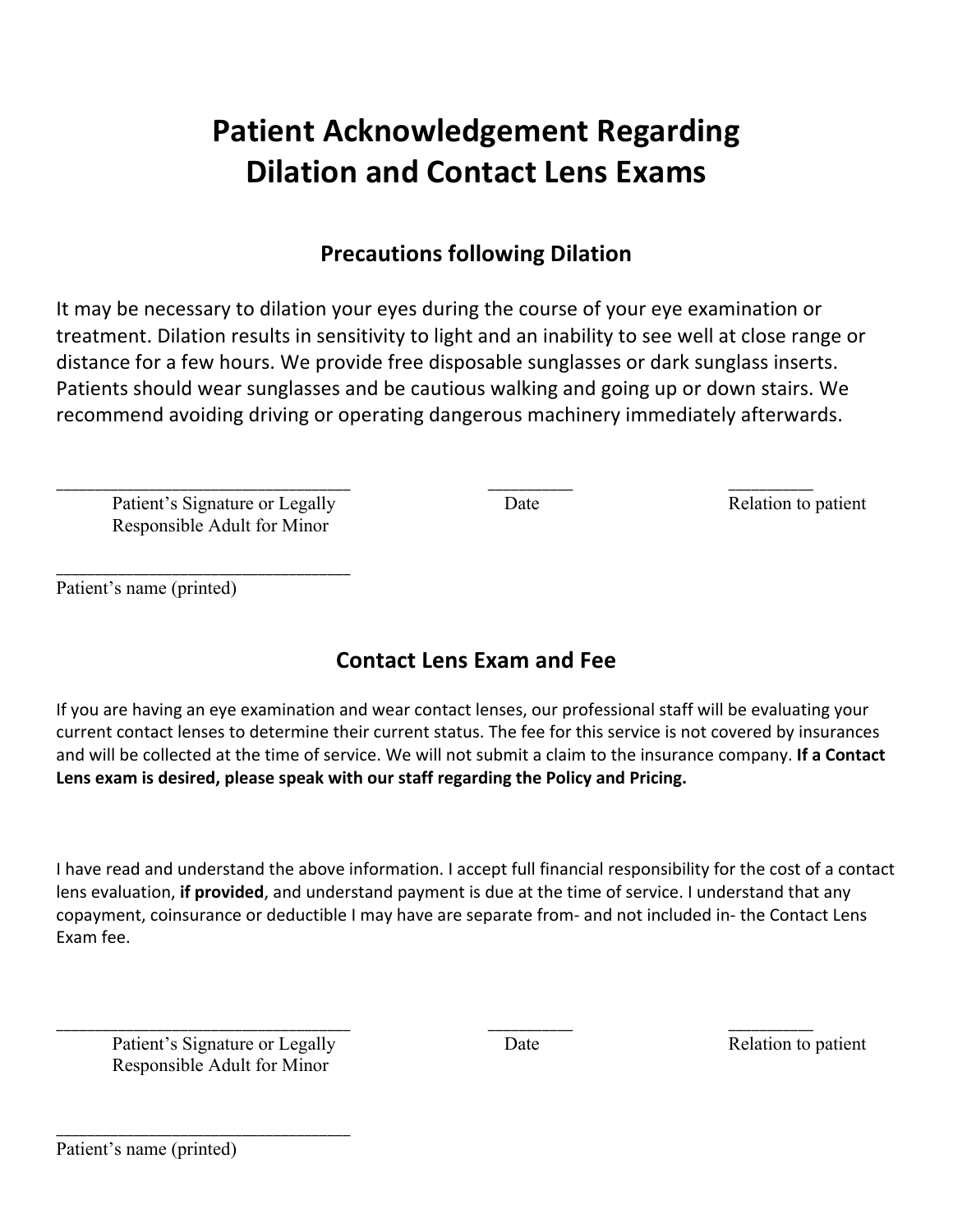# Patient Acknowledgement Regarding Dilation and Contact Lens Exams

## Precautions following Dilation

It may be necessary to dilation your eyes during the course of your eye examination or treatment. Dilation results in sensitivity to light and an inability to see well at close range or distance for a few hours. We provide free disposable sunglasses or dark sunglass inserts. Patients should wear sunglasses and be cautious walking and going up or down stairs. We recommend avoiding driving or operating dangerous machinery immediately afterwards.

_______________________________ _________ _________

Patient's Signature or Legally Responsible Adult for Minor | Date | Relation to patient

_______________________________

Patient's name (printed)

## Contact Lens Exam and Fee

If you are having an eye examination and wear contact lenses, our professional staff will be evaluating your current contact lenses to determine their current status. The fee for this service is not covered by insurances and will be collected at the time of service. We will not submit a claim to the insurance company. **If a Contact Lens exam is desired, please speak with our staff regarding the Policy and Pricing.**

I have read and understand the above information. I accept full financial responsibility for the cost of a contact lens evaluation, **if provided**, and understand payment is due at the time of service. I understand that any copayment, coinsurance or deductible I may have are separate from- and not included in- the Contact Lens Exam fee.

_______________________________ _________ _________

Patient's Signature or Legally Responsible Adult for Minor | Date | Relation to patient

_______________________________

Patient's name (printed)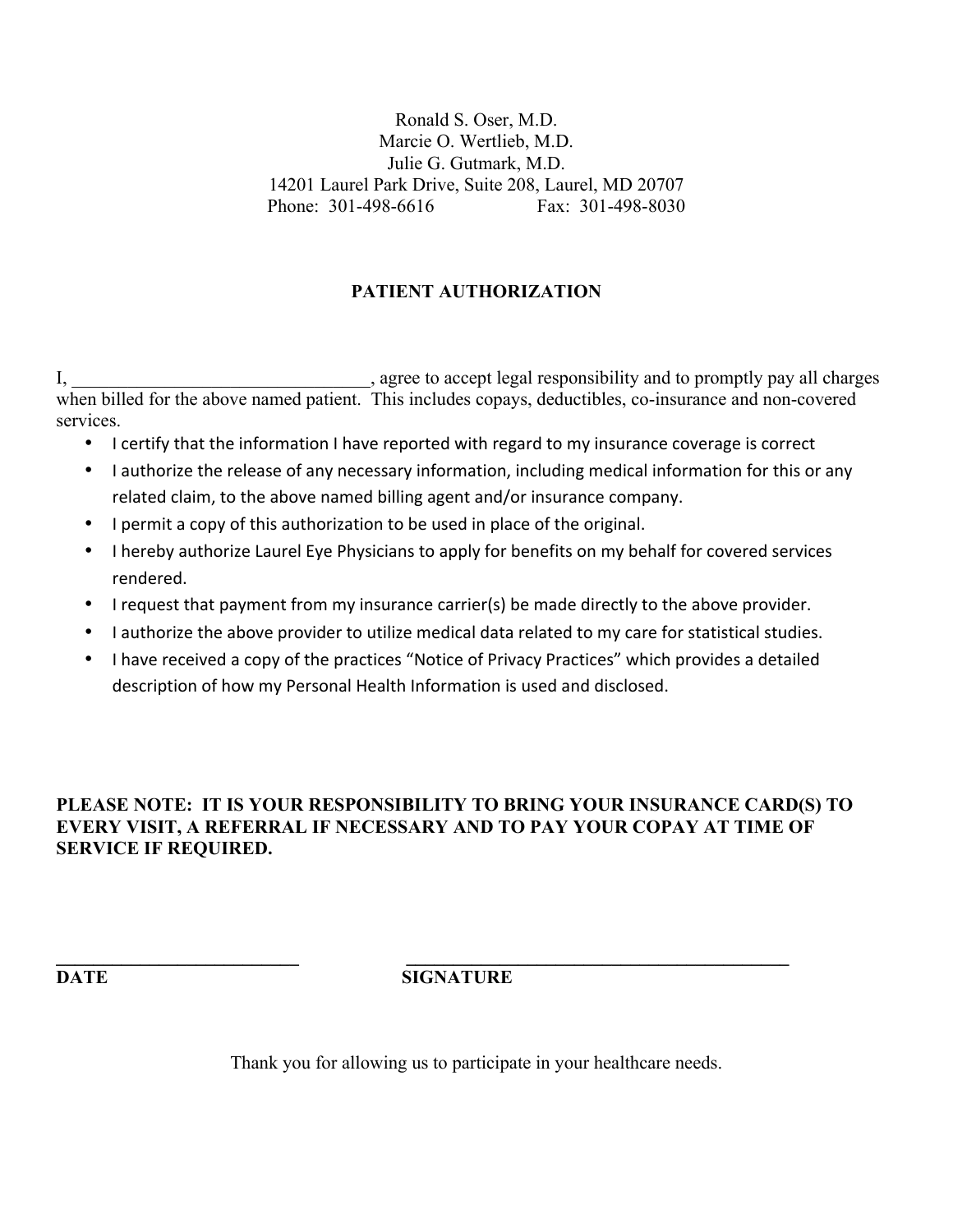Ronald S. Oser, M.D.
Marcie O. Wertlieb, M.D.
Julie G. Gutmark, M.D.
14201 Laurel Park Drive, Suite 208, Laurel, MD 20707
Phone: 301-498-6616 Fax: 301-498-8030

## PATIENT AUTHORIZATION

I, ________________________________, agree to accept legal responsibility and to promptly pay all charges when billed for the above named patient. This includes copays, deductibles, co-insurance and non-covered services.

- I certify that the information I have reported with regard to my insurance coverage is correct
- I authorize the release of any necessary information, including medical information for this or any related claim, to the above named billing agent and/or insurance company.
- I permit a copy of this authorization to be used in place of the original.
- I hereby authorize Laurel Eye Physicians to apply for benefits on my behalf for covered services rendered.
- I request that payment from my insurance carrier(s) be made directly to the above provider.
- I authorize the above provider to utilize medical data related to my care for statistical studies.
- I have received a copy of the practices "Notice of Privacy Practices" which provides a detailed description of how my Personal Health Information is used and disclosed.

**PLEASE NOTE: IT IS YOUR RESPONSIBILITY TO BRING YOUR INSURANCE CARD(S) TO EVERY VISIT, A REFERRAL IF NECESSARY AND TO PAY YOUR COPAY AT TIME OF SERVICE IF REQUIRED.**

**DATE** ___________________________ **SIGNATURE** ___________________________________________

Thank you for allowing us to participate in your healthcare needs.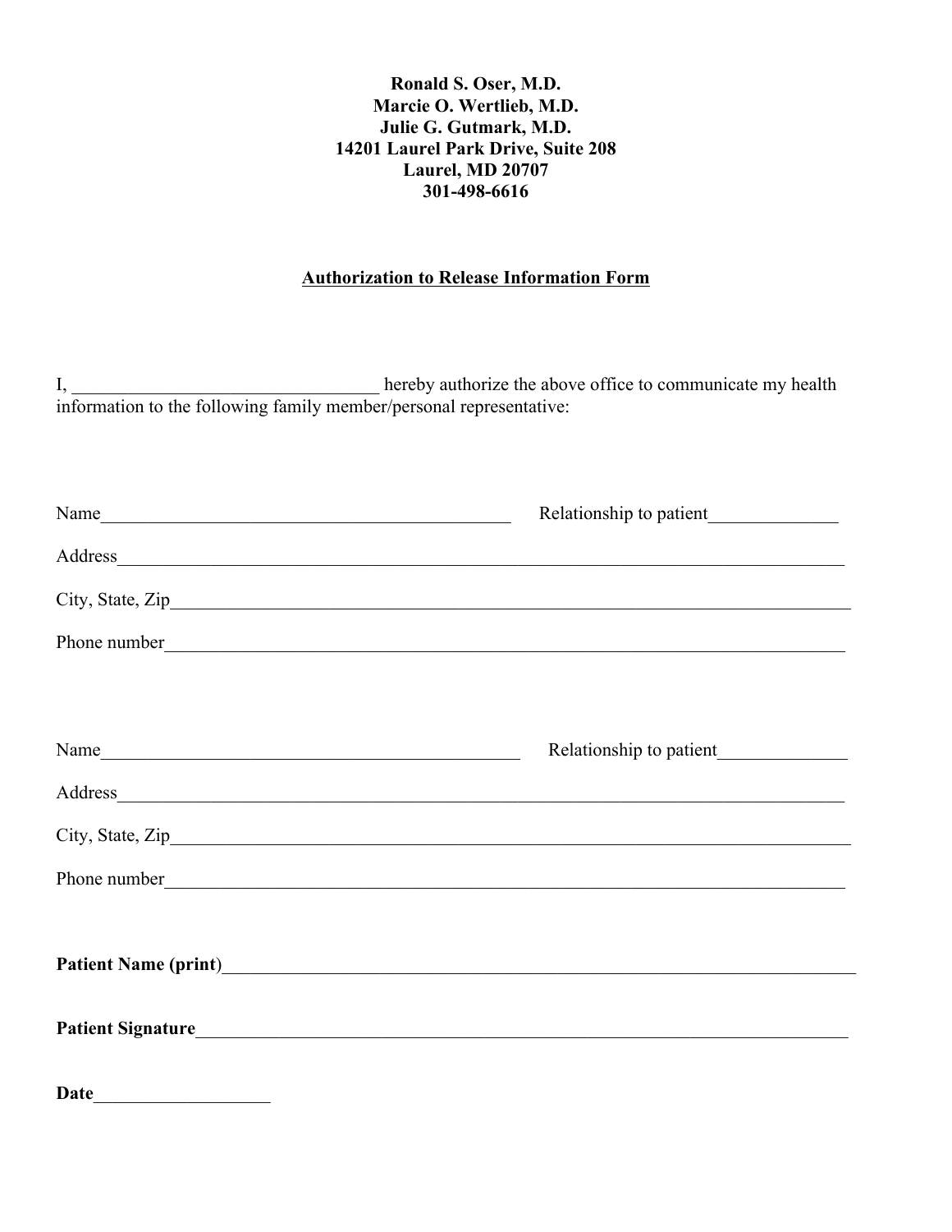**Ronald S. Oser, M.D.**
**Marcie O. Wertlieb, M.D.**
**Julie G. Gutmark, M.D.**
**14201 Laurel Park Drive, Suite 208**
**Laurel, MD 20707**
**301-498-6616**

**Authorization to Release Information Form**

I, _________________________________ hereby authorize the above office to communicate my health information to the following family member/personal representative:

Name_____________________________________________ Relationship to patient______________

Address___________________________________________________________________________

City, State, Zip_____________________________________________________________________

Phone number______________________________________________________________________

Name_____________________________________________ Relationship to patient______________

Address___________________________________________________________________________

City, State, Zip_____________________________________________________________________

Phone number______________________________________________________________________

**Patient Name (print**)______________________________________________________________________

**Patient Signature**_________________________________________________________________________

**Date**___________________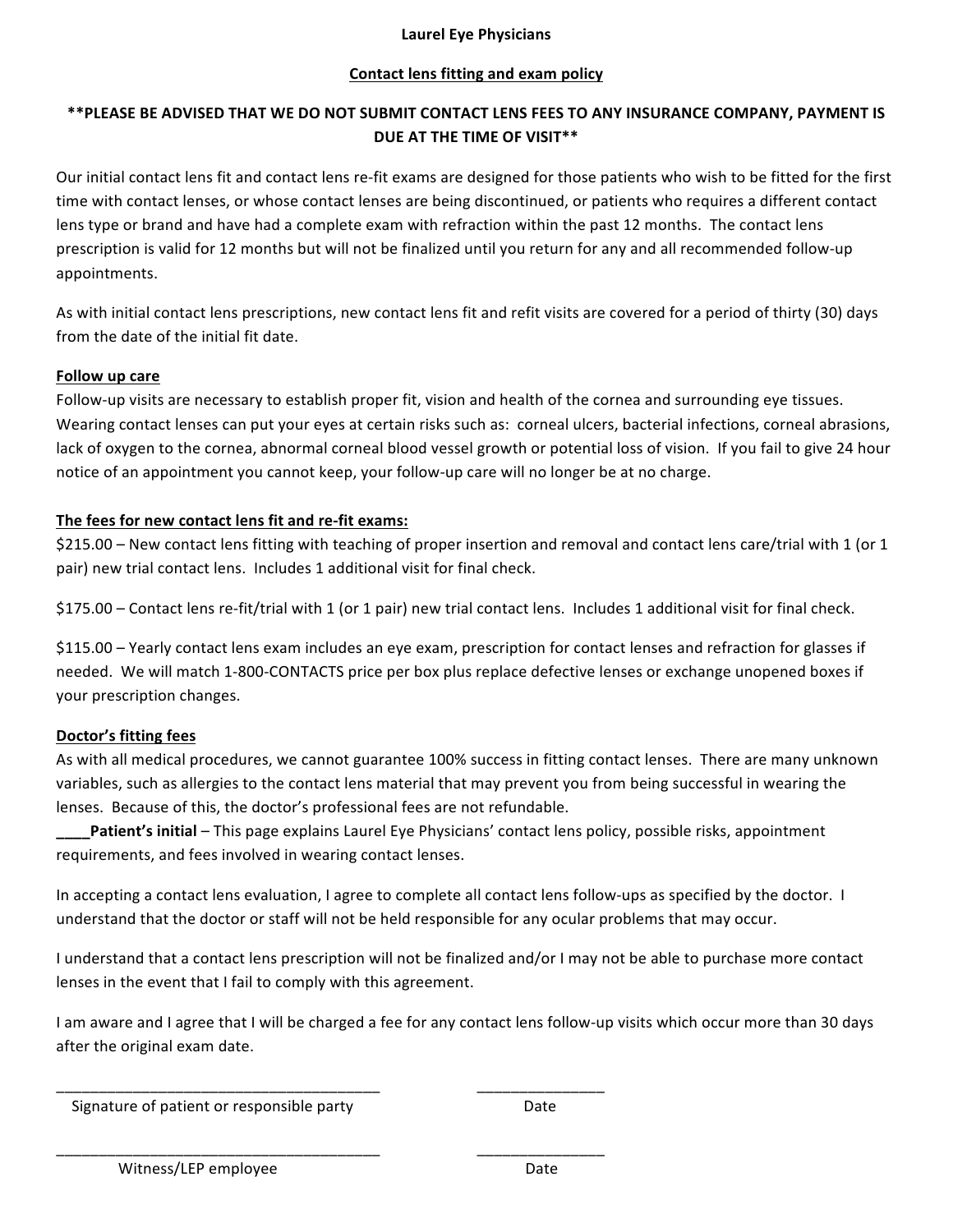**Laurel Eye Physicians**

**Contact lens fitting and exam policy**

****PLEASE BE ADVISED THAT WE DO NOT SUBMIT CONTACT LENS FEES TO ANY INSURANCE COMPANY, PAYMENT IS DUE AT THE TIME OF VISIT****

Our initial contact lens fit and contact lens re-fit exams are designed for those patients who wish to be fitted for the first time with contact lenses, or whose contact lenses are being discontinued, or patients who requires a different contact lens type or brand and have had a complete exam with refraction within the past 12 months. The contact lens prescription is valid for 12 months but will not be finalized until you return for any and all recommended follow-up appointments.

As with initial contact lens prescriptions, new contact lens fit and refit visits are covered for a period of thirty (30) days from the date of the initial fit date.

**Follow up care**

Follow-up visits are necessary to establish proper fit, vision and health of the cornea and surrounding eye tissues. Wearing contact lenses can put your eyes at certain risks such as: corneal ulcers, bacterial infections, corneal abrasions, lack of oxygen to the cornea, abnormal corneal blood vessel growth or potential loss of vision. If you fail to give 24 hour notice of an appointment you cannot keep, your follow-up care will no longer be at no charge.

**The fees for new contact lens fit and re-fit exams:**

$215.00 – New contact lens fitting with teaching of proper insertion and removal and contact lens care/trial with 1 (or 1 pair) new trial contact lens. Includes 1 additional visit for final check.

$175.00 – Contact lens re-fit/trial with 1 (or 1 pair) new trial contact lens. Includes 1 additional visit for final check.

$115.00 – Yearly contact lens exam includes an eye exam, prescription for contact lenses and refraction for glasses if needed. We will match 1-800-CONTACTS price per box plus replace defective lenses or exchange unopened boxes if your prescription changes.

**Doctor's fitting fees**

As with all medical procedures, we cannot guarantee 100% success in fitting contact lenses. There are many unknown variables, such as allergies to the contact lens material that may prevent you from being successful in wearing the lenses. Because of this, the doctor's professional fees are not refundable.

**____Patient's initial** – This page explains Laurel Eye Physicians' contact lens policy, possible risks, appointment requirements, and fees involved in wearing contact lenses.

In accepting a contact lens evaluation, I agree to complete all contact lens follow-ups as specified by the doctor. I understand that the doctor or staff will not be held responsible for any ocular problems that may occur.

I understand that a contact lens prescription will not be finalized and/or I may not be able to purchase more contact lenses in the event that I fail to comply with this agreement.

I am aware and I agree that I will be charged a fee for any contact lens follow-up visits which occur more than 30 days after the original exam date.

________________________________________ _______________

Signature of patient or responsible party Date

________________________________________ _______________

Witness/LEP employee Date